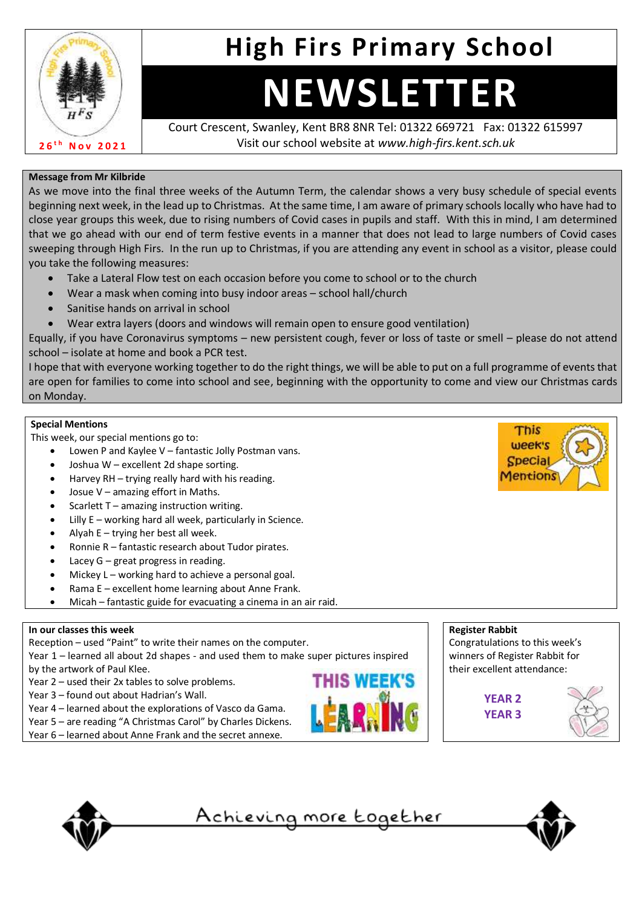# High Firs Primary School

# NEWSLETTER

26th Nov 2021

Court Crescent, Swanley, Kent BR8 8NR Tel: 01322 669721 Fax: 01322 615997
Visit our school website at *www.high-firs.kent.sch.uk*

**Message from Mr Kilbride**

As we move into the final three weeks of the Autumn Term, the calendar shows a very busy schedule of special events beginning next week, in the lead up to Christmas. At the same time, I am aware of primary schools locally who have had to close year groups this week, due to rising numbers of Covid cases in pupils and staff. With this in mind, I am determined that we go ahead with our end of term festive events in a manner that does not lead to large numbers of Covid cases sweeping through High Firs. In the run up to Christmas, if you are attending any event in school as a visitor, please could you take the following measures:

- Take a Lateral Flow test on each occasion before you come to school or to the church
- Wear a mask when coming into busy indoor areas – school hall/church
- Sanitise hands on arrival in school
- Wear extra layers (doors and windows will remain open to ensure good ventilation)

Equally, if you have Coronavirus symptoms – new persistent cough, fever or loss of taste or smell – please do not attend school – isolate at home and book a PCR test.

I hope that with everyone working together to do the right things, we will be able to put on a full programme of events that are open for families to come into school and see, beginning with the opportunity to come and view our Christmas cards on Monday.

**Special Mentions**

This week, our special mentions go to:

- Lowen P and Kaylee V – fantastic Jolly Postman vans.
- Joshua W – excellent 2d shape sorting.
- Harvey RH – trying really hard with his reading.
- Josue V – amazing effort in Maths.
- Scarlett T – amazing instruction writing.
- Lilly E – working hard all week, particularly in Science.
- Alyah E – trying her best all week.
- Ronnie R – fantastic research about Tudor pirates.
- Lacey G – great progress in reading.
- Mickey L – working hard to achieve a personal goal.
- Rama E – excellent home learning about Anne Frank.
- Micah – fantastic guide for evacuating a cinema in an air raid.

**In our classes this week**

Reception – used "Paint" to write their names on the computer.
Year 1 – learned all about 2d shapes - and used them to make super pictures inspired by the artwork of Paul Klee.
Year 2 – used their 2x tables to solve problems.
Year 3 – found out about Hadrian's Wall.
Year 4 – learned about the explorations of Vasco da Gama.
Year 5 – are reading "A Christmas Carol" by Charles Dickens.
Year 6 – learned about Anne Frank and the secret annexe.

**Register Rabbit**

Congratulations to this week's winners of Register Rabbit for their excellent attendance:

**YEAR 2**
**YEAR 3**

Achieving more together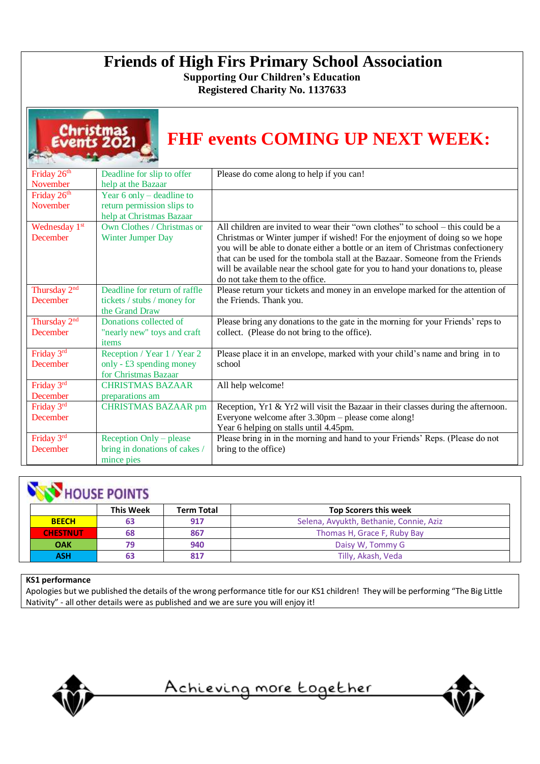# Friends of High Firs Primary School Association

**Supporting Our Children's Education**

**Registered Charity No. 1137633**

## FHF events COMING UP NEXT WEEK:

| Date | Event | Details |
|---|---|---|
| Friday 26th November | Deadline for slip to offer help at the Bazaar | Please do come along to help if you can! |
| Friday 26th November | Year 6 only – deadline to return permission slips to help at Christmas Bazaar | |
| Wednesday 1st December | Own Clothes / Christmas or Winter Jumper Day | All children are invited to wear their "own clothes" to school – this could be a Christmas or Winter jumper if wished! For the enjoyment of doing so we hope you will be able to donate either a bottle or an item of Christmas confectionery that can be used for the tombola stall at the Bazaar. Someone from the Friends will be available near the school gate for you to hand your donations to, please do not take them to the office. |
| Thursday 2nd December | Deadline for return of raffle tickets / stubs / money for the Grand Draw | Please return your tickets and money in an envelope marked for the attention of the Friends. Thank you. |
| Thursday 2nd December | Donations collected of "nearly new" toys and craft items | Please bring any donations to the gate in the morning for your Friends' reps to collect. (Please do not bring to the office). |
| Friday 3rd December | Reception / Year 1 / Year 2 only - £3 spending money for Christmas Bazaar | Please place it in an envelope, marked with your child's name and bring in to school |
| Friday 3rd December | CHRISTMAS BAZAAR preparations am | All help welcome! |
| Friday 3rd December | CHRISTMAS BAZAAR pm | Reception, Yr1 & Yr2 will visit the Bazaar in their classes during the afternoon. Everyone welcome after 3.30pm – please come along! Year 6 helping on stalls until 4.45pm. |
| Friday 3rd December | Reception Only – please bring in donations of cakes / mince pies | Please bring in in the morning and hand to your Friends' Reps. (Please do not bring to the office) |

## HOUSE POINTS

| | This Week | Term Total | Top Scorers this week |
|---|---|---|---|
| BEECH | 63 | 917 | Selena, Avyukth, Bethanie, Connie, Aziz |
| CHESTNUT | 68 | 867 | Thomas H, Grace F, Ruby Bay |
| OAK | 79 | 940 | Daisy W, Tommy G |
| ASH | 63 | 817 | Tilly, Akash, Veda |

**KS1 performance**

Apologies but we published the details of the wrong performance title for our KS1 children! They will be performing "The Big Little Nativity" - all other details were as published and we are sure you will enjoy it!

Achieving more together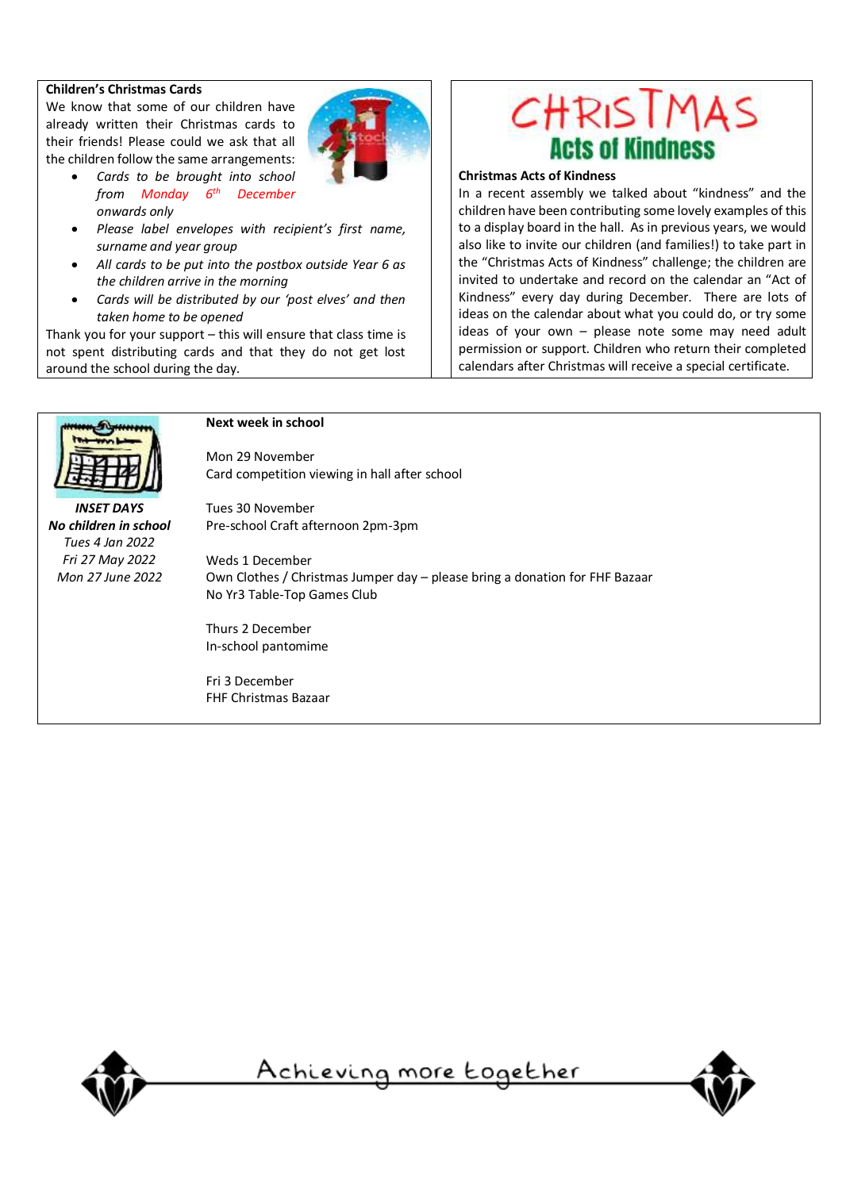**Children's Christmas Cards**

We know that some of our children have already written their Christmas cards to their friends! Please could we ask that all the children follow the same arrangements:

- *Cards to be brought into school from Monday 6th December onwards only*
- *Please label envelopes with recipient's first name, surname and year group*
- *All cards to be put into the postbox outside Year 6 as the children arrive in the morning*
- *Cards will be distributed by our 'post elves' and then taken home to be opened*

Thank you for your support – this will ensure that class time is not spent distributing cards and that they do not get lost around the school during the day.

CHRISTMAS

Acts of Kindness

**Christmas Acts of Kindness**

In a recent assembly we talked about "kindness" and the children have been contributing some lovely examples of this to a display board in the hall. As in previous years, we would also like to invite our children (and families!) to take part in the "Christmas Acts of Kindness" challenge; the children are invited to undertake and record on the calendar an "Act of Kindness" every day during December. There are lots of ideas on the calendar about what you could do, or try some ideas of your own – please note some may need adult permission or support. Children who return their completed calendars after Christmas will receive a special certificate.

***INSET DAYS***

***No children in school***

*Tues 4 Jan 2022*

*Fri 27 May 2022*

*Mon 27 June 2022*

**Next week in school**

Mon 29 November
Card competition viewing in hall after school

Tues 30 November
Pre-school Craft afternoon 2pm-3pm

Weds 1 December
Own Clothes / Christmas Jumper day – please bring a donation for FHF Bazaar
No Yr3 Table-Top Games Club

Thurs 2 December
In-school pantomime

Fri 3 December
FHF Christmas Bazaar

Achieving more together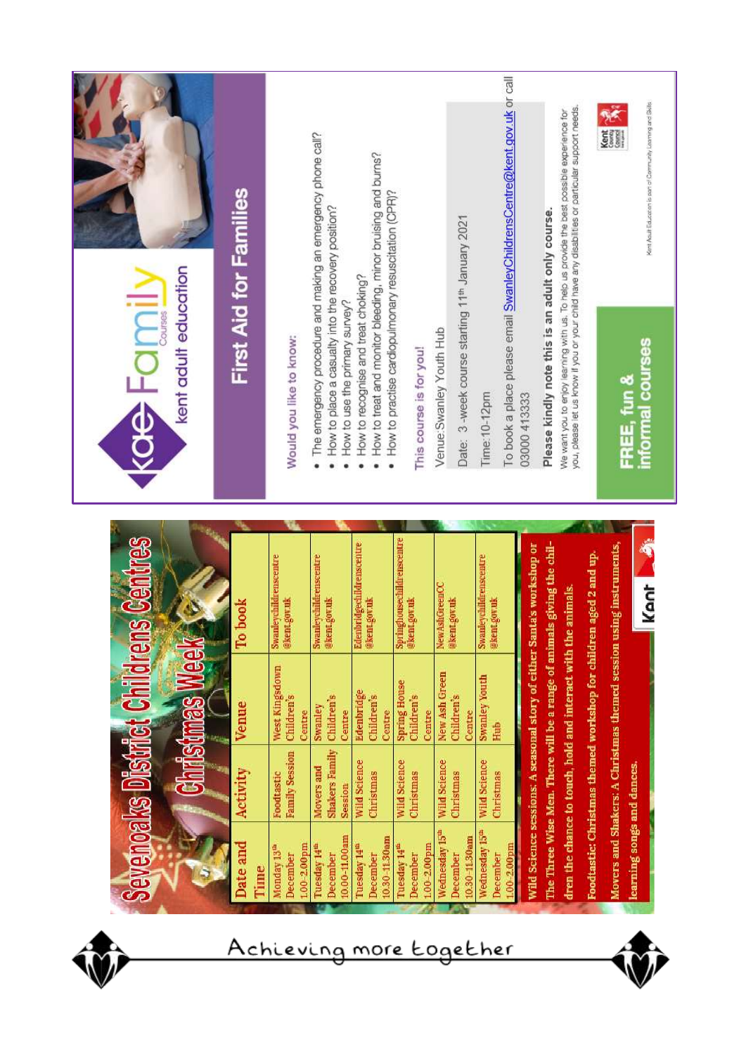Achieving more together

# Sevenoaks District Childrens Centres

## Christmas Week

| Date and Time | Activity | Venue | To book |
|---|---|---|---|
| Monday 13th December 1.00-2.00pm | Foodtastic Family Session | West Kingsdown Children's Centre | Swanleychildrenscentre@kent.gov.uk |
| Tuesday 14th December 10.00-11.00am | Movers and Shakers Family Session | Swanley Children's Centre | Swanleychildrenscentre@kent.gov.uk |
| Tuesday 14th December 10.30-11.30am | Wild Science Christmas | Edenbridge Children's Centre | Edenbridgechildrenscentre@kent.gov.uk |
| Tuesday 14th December 1.00-2.00pm | Wild Science Christmas | Spring House Children's Centre | Springhousechildrenscentre@kent.gov.uk |
| Wednesday 15th December 10.30-11.30am | Wild Science Christmas | New Ash Green Children's Centre | NewAshGreenCC@kent.gov.uk |
| Wednesday 15th December 1.00-2.00pm | Wild Science Christmas | Swanley Youth Hub | Swanleychildrenscentre@kent.gov.uk |

Wild Science sessions: A seasonal story of either Santa's workshop or The Three Wise Men. There will be a range of animals giving the children the chance to touch, hold and interact with the animals.

Foodtastic: Christmas themed workshop for children aged 2 and up.

Movers and Shakers: A Christmas themed session using instruments, learning songs and dances.

Kent

---

kae Family Courses — kent adult education

# First Aid for Families

**Would you like to know:**

- The emergency procedure and making an emergency phone call?
- How to place a casualty into the recovery position?
- How to use the primary survey?
- How to recognise and treat choking?
- How to treat and monitor bleeding, minor bruising and burns?
- How to practise cardiopulmonary resuscitation (CPR)?

**This course is for you!**

Venue: Swanley Youth Hub

Date: 3-week course starting 11th January 2021

Time: 10-12pm

To book a place please email SwanleyChildrensCentre@kent.gov.uk or call 03000 413333

**Please kindly note this is an adult only course.**

We want you to enjoy learning with us. To help us provide the best possible experience for you, please let us know if you or your child have any disabilities or particular support needs.

**FREE, fun & informal courses**

Kent Adult Education is part of Community Learning and Skills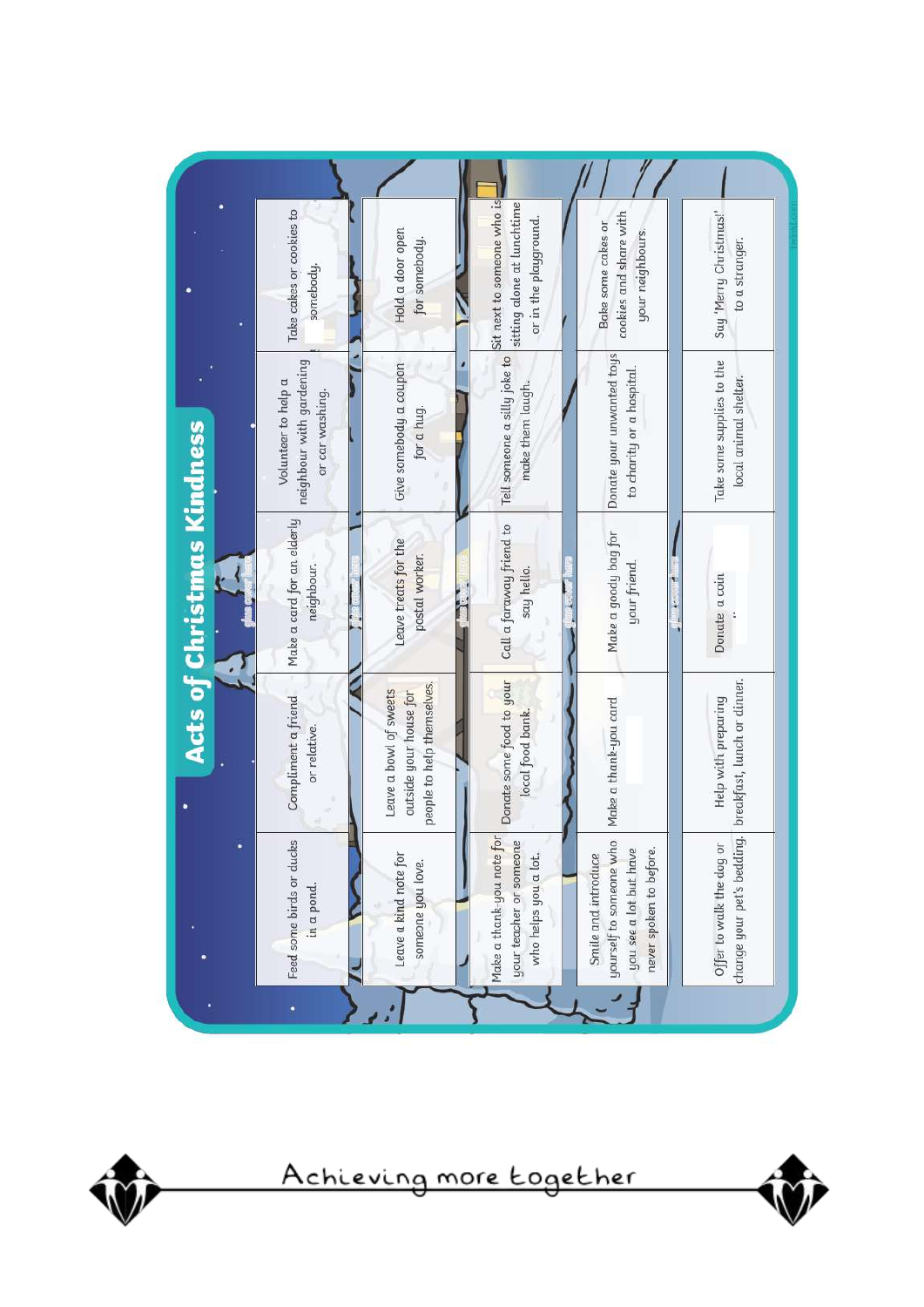# Acts of Christmas Kindness

| | | | | |
|---|---|---|---|---|
| Feed some birds or ducks in a pond. | Compliment a friend or relative. | Make a card for an elderly neighbour. | Volunteer to help a neighbour with gardening or car washing. | Take cakes or cookies to somebody. |
| Leave a kind note for someone you love. | Leave a bowl of sweets outside your house for people to help themselves. | Leave treats for the postal worker. | Give somebody a coupon for a hug. | Hold a door open for somebody. |
| Make a thank-you note for your teacher or someone who helps you a lot. | Donate some food to your local food bank. | Call a faraway friend to say hello. | Tell someone a silly joke to make them laugh. | Sit next to someone who is sitting alone at lunchtime or in the playground. |
| Smile and introduce yourself to someone who you see a lot but have never spoken to before. | Make a thank-you card | Make a goody bag for your friend. | Donate your unwanted toys to charity or a hospital. | Bake some cakes or cookies and share with your neighbours. |
| Offer to walk the dog or change your pet's bedding. | Help with preparing breakfast, lunch or dinner. | Donate a coin | Take some supplies to the local animal shelter. | Say 'Merry Christmas!' to a stranger. |

Achieving more together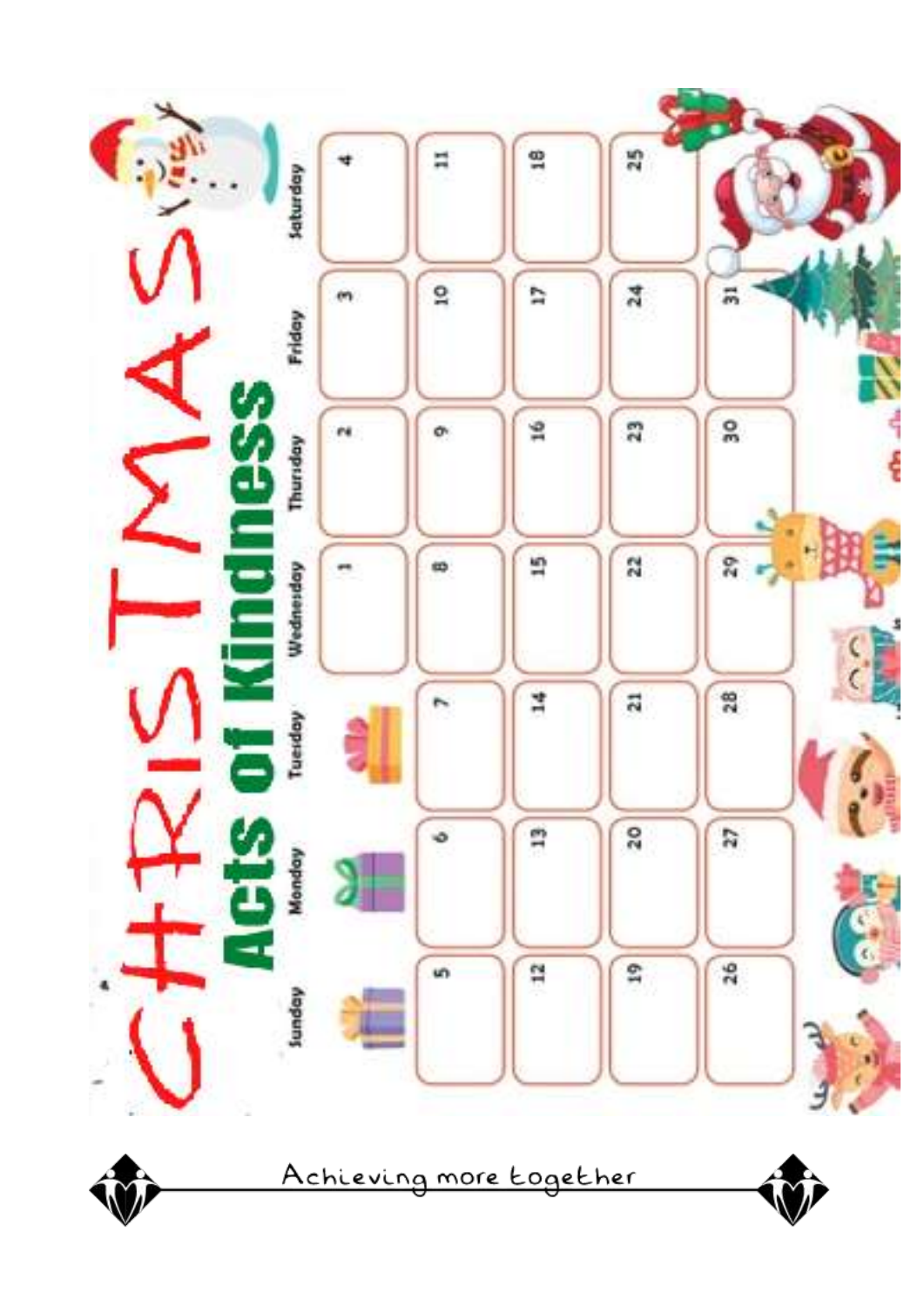# CHRISTMAS

## Acts of Kindness

| Sunday | Monday | Tuesday | Wednesday | Thursday | Friday | Saturday |
|---|---|---|---|---|---|---|
| | | | 1 | 2 | 3 | 4 |
| 5 | 6 | 7 | 8 | 9 | 10 | 11 |
| 12 | 13 | 14 | 15 | 16 | 17 | 18 |
| 19 | 20 | 21 | 22 | 23 | 24 | 25 |
| 26 | 27 | 28 | 29 | 30 | 31 | |

Achieving more together